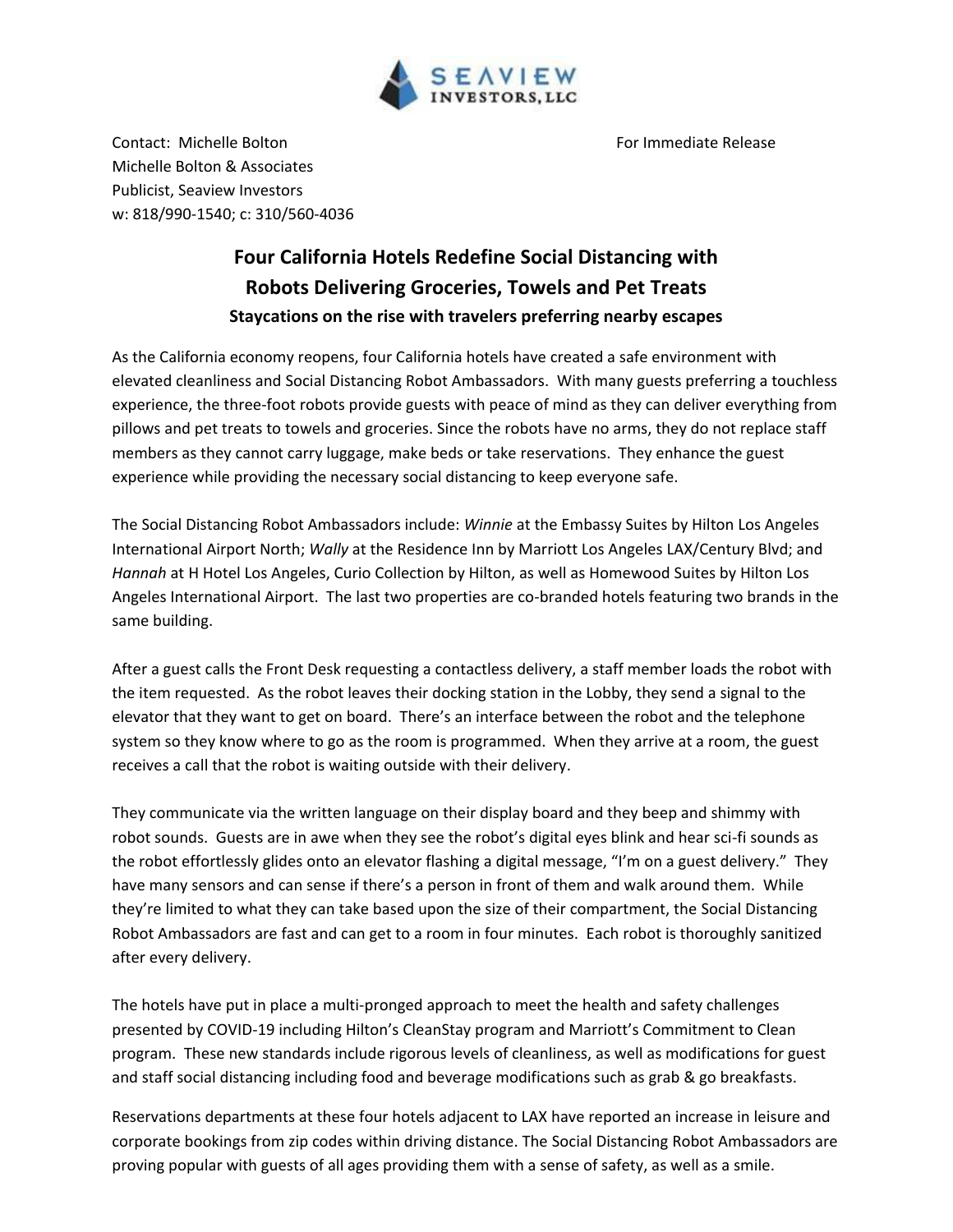SEAVIEW INVESTORS, LLC

Contact: Michelle Bolton
Michelle Bolton & Associates
Publicist, Seaview Investors
w: 818/990-1540; c: 310/560-4036

For Immediate Release

# Four California Hotels Redefine Social Distancing with Robots Delivering Groceries, Towels and Pet Treats

### Staycations on the rise with travelers preferring nearby escapes

As the California economy reopens, four California hotels have created a safe environment with elevated cleanliness and Social Distancing Robot Ambassadors. With many guests preferring a touchless experience, the three-foot robots provide guests with peace of mind as they can deliver everything from pillows and pet treats to towels and groceries. Since the robots have no arms, they do not replace staff members as they cannot carry luggage, make beds or take reservations. They enhance the guest experience while providing the necessary social distancing to keep everyone safe.

The Social Distancing Robot Ambassadors include: *Winnie* at the Embassy Suites by Hilton Los Angeles International Airport North; *Wally* at the Residence Inn by Marriott Los Angeles LAX/Century Blvd; and *Hannah* at H Hotel Los Angeles, Curio Collection by Hilton, as well as Homewood Suites by Hilton Los Angeles International Airport. The last two properties are co-branded hotels featuring two brands in the same building.

After a guest calls the Front Desk requesting a contactless delivery, a staff member loads the robot with the item requested. As the robot leaves their docking station in the Lobby, they send a signal to the elevator that they want to get on board. There's an interface between the robot and the telephone system so they know where to go as the room is programmed. When they arrive at a room, the guest receives a call that the robot is waiting outside with their delivery.

They communicate via the written language on their display board and they beep and shimmy with robot sounds. Guests are in awe when they see the robot's digital eyes blink and hear sci-fi sounds as the robot effortlessly glides onto an elevator flashing a digital message, "I'm on a guest delivery." They have many sensors and can sense if there's a person in front of them and walk around them. While they're limited to what they can take based upon the size of their compartment, the Social Distancing Robot Ambassadors are fast and can get to a room in four minutes. Each robot is thoroughly sanitized after every delivery.

The hotels have put in place a multi-pronged approach to meet the health and safety challenges presented by COVID-19 including Hilton's CleanStay program and Marriott's Commitment to Clean program. These new standards include rigorous levels of cleanliness, as well as modifications for guest and staff social distancing including food and beverage modifications such as grab & go breakfasts.

Reservations departments at these four hotels adjacent to LAX have reported an increase in leisure and corporate bookings from zip codes within driving distance. The Social Distancing Robot Ambassadors are proving popular with guests of all ages providing them with a sense of safety, as well as a smile.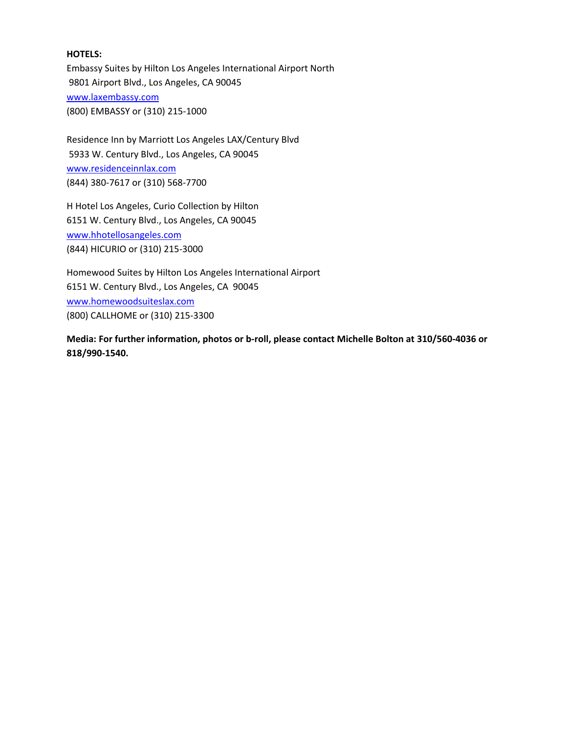**HOTELS:**

Embassy Suites by Hilton Los Angeles International Airport North
9801 Airport Blvd., Los Angeles, CA 90045
www.laxembassy.com
(800) EMBASSY or (310) 215-1000

Residence Inn by Marriott Los Angeles LAX/Century Blvd
5933 W. Century Blvd., Los Angeles, CA 90045
www.residenceinnlax.com
(844) 380-7617 or (310) 568-7700

H Hotel Los Angeles, Curio Collection by Hilton
6151 W. Century Blvd., Los Angeles, CA 90045
www.hhotellosangeles.com
(844) HICURIO or (310) 215-3000

Homewood Suites by Hilton Los Angeles International Airport
6151 W. Century Blvd., Los Angeles, CA 90045
www.homewoodsuiteslax.com
(800) CALLHOME or (310) 215-3300

**Media: For further information, photos or b-roll, please contact Michelle Bolton at 310/560-4036 or 818/990-1540.**